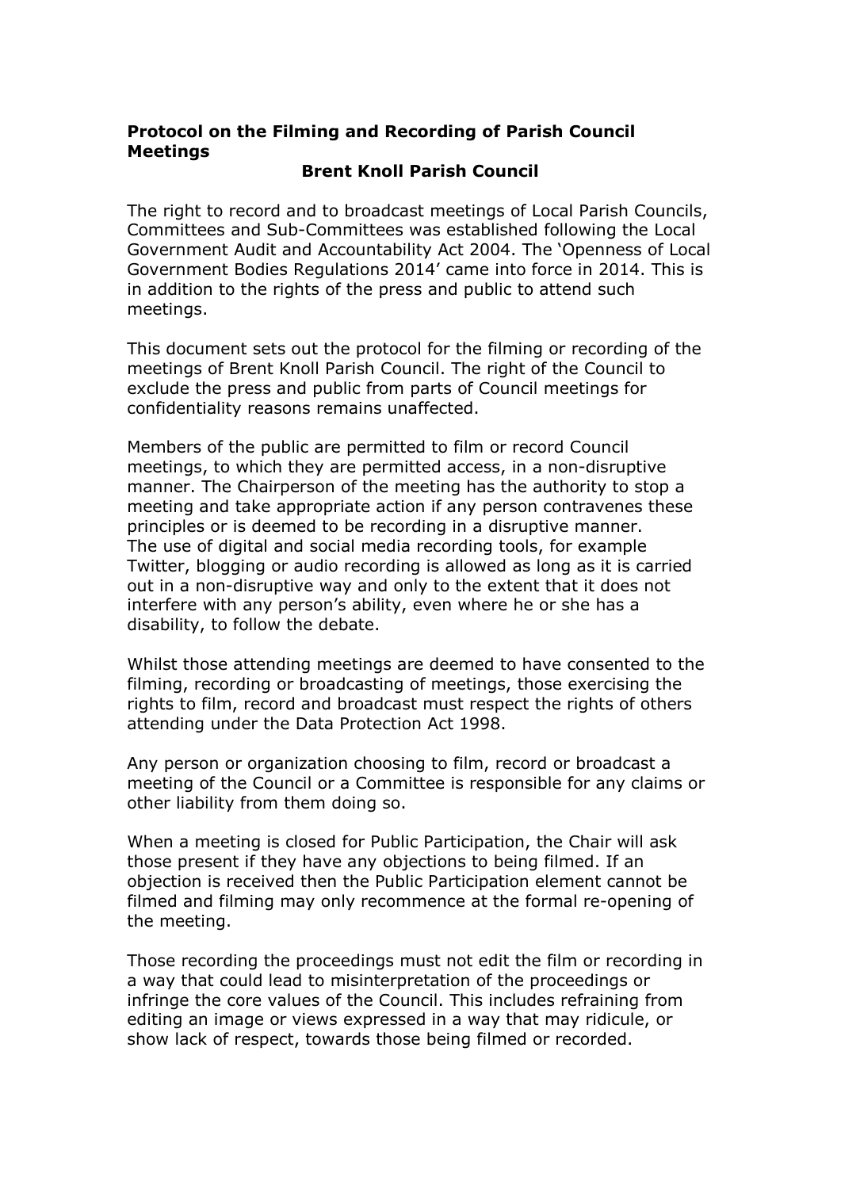**Protocol on the Filming and Recording of Parish Council Meetings**

**Brent Knoll Parish Council**

The right to record and to broadcast meetings of Local Parish Councils, Committees and Sub-Committees was established following the Local Government Audit and Accountability Act 2004. The 'Openness of Local Government Bodies Regulations 2014' came into force in 2014. This is in addition to the rights of the press and public to attend such meetings.

This document sets out the protocol for the filming or recording of the meetings of Brent Knoll Parish Council. The right of the Council to exclude the press and public from parts of Council meetings for confidentiality reasons remains unaffected.

Members of the public are permitted to film or record Council meetings, to which they are permitted access, in a non-disruptive manner. The Chairperson of the meeting has the authority to stop a meeting and take appropriate action if any person contravenes these principles or is deemed to be recording in a disruptive manner. The use of digital and social media recording tools, for example Twitter, blogging or audio recording is allowed as long as it is carried out in a non-disruptive way and only to the extent that it does not interfere with any person's ability, even where he or she has a disability, to follow the debate.

Whilst those attending meetings are deemed to have consented to the filming, recording or broadcasting of meetings, those exercising the rights to film, record and broadcast must respect the rights of others attending under the Data Protection Act 1998.

Any person or organization choosing to film, record or broadcast a meeting of the Council or a Committee is responsible for any claims or other liability from them doing so.

When a meeting is closed for Public Participation, the Chair will ask those present if they have any objections to being filmed. If an objection is received then the Public Participation element cannot be filmed and filming may only recommence at the formal re-opening of the meeting.

Those recording the proceedings must not edit the film or recording in a way that could lead to misinterpretation of the proceedings or infringe the core values of the Council. This includes refraining from editing an image or views expressed in a way that may ridicule, or show lack of respect, towards those being filmed or recorded.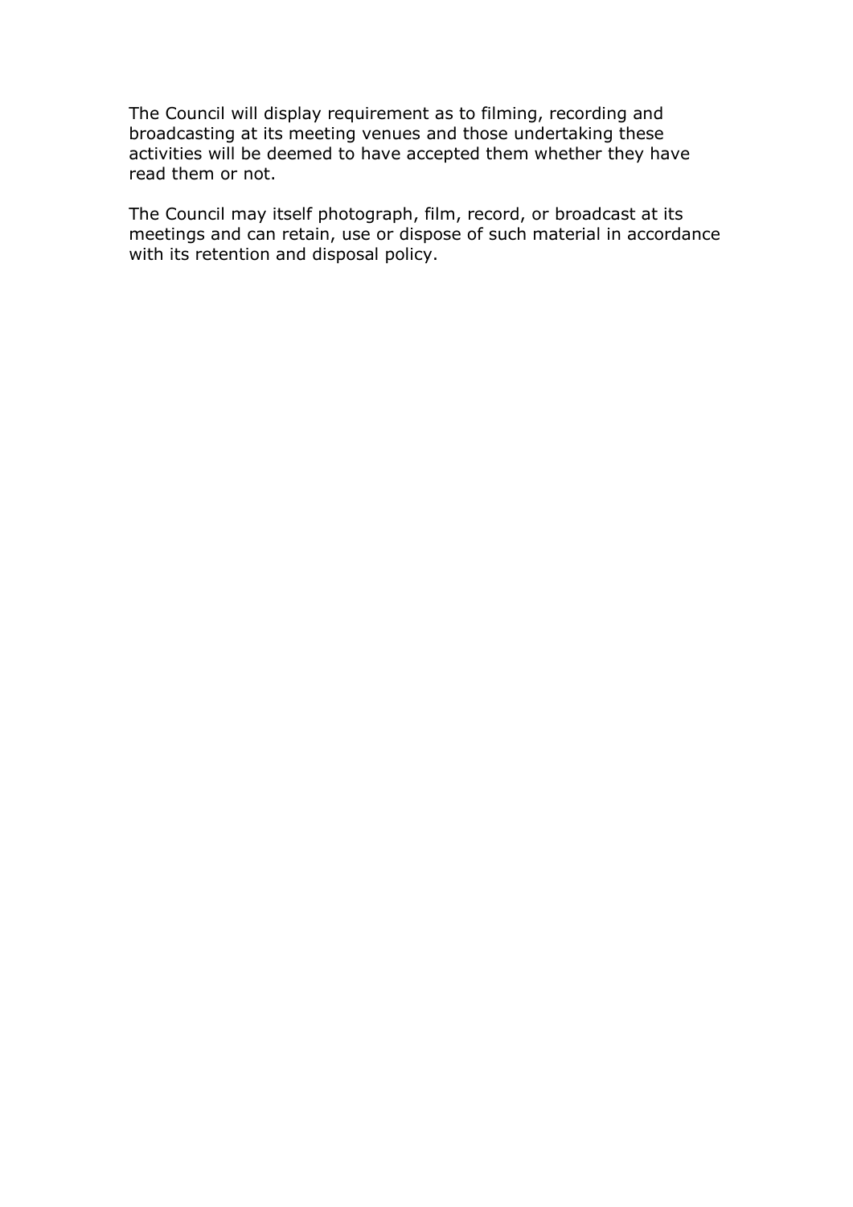The Council will display requirement as to filming, recording and broadcasting at its meeting venues and those undertaking these activities will be deemed to have accepted them whether they have read them or not.

The Council may itself photograph, film, record, or broadcast at its meetings and can retain, use or dispose of such material in accordance with its retention and disposal policy.